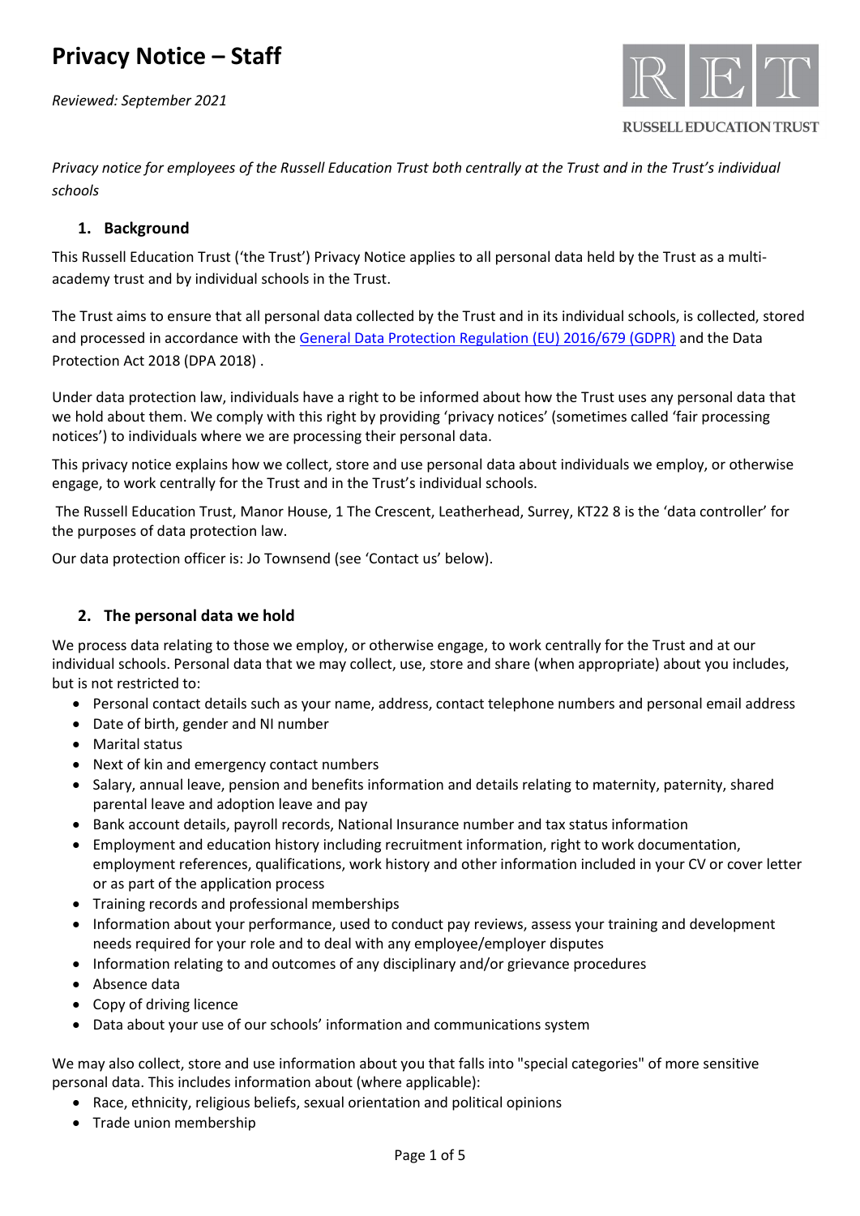# Privacy Notice – Staff

*Reviewed: September 2021*

RUSSELL EDUCATION TRUST

*Privacy notice for employees of the Russell Education Trust both centrally at the Trust and in the Trust's individual schools*

## 1. Background

This Russell Education Trust ('the Trust') Privacy Notice applies to all personal data held by the Trust as a multi-academy trust and by individual schools in the Trust.

The Trust aims to ensure that all personal data collected by the Trust and in its individual schools, is collected, stored and processed in accordance with the General Data Protection Regulation (EU) 2016/679 (GDPR) and the Data Protection Act 2018 (DPA 2018) .

Under data protection law, individuals have a right to be informed about how the Trust uses any personal data that we hold about them. We comply with this right by providing 'privacy notices' (sometimes called 'fair processing notices') to individuals where we are processing their personal data.

This privacy notice explains how we collect, store and use personal data about individuals we employ, or otherwise engage, to work centrally for the Trust and in the Trust's individual schools.

The Russell Education Trust, Manor House, 1 The Crescent, Leatherhead, Surrey, KT22 8 is the 'data controller' for the purposes of data protection law.

Our data protection officer is: Jo Townsend (see 'Contact us' below).

## 2. The personal data we hold

We process data relating to those we employ, or otherwise engage, to work centrally for the Trust and at our individual schools. Personal data that we may collect, use, store and share (when appropriate) about you includes, but is not restricted to:

- Personal contact details such as your name, address, contact telephone numbers and personal email address
- Date of birth, gender and NI number
- Marital status
- Next of kin and emergency contact numbers
- Salary, annual leave, pension and benefits information and details relating to maternity, paternity, shared parental leave and adoption leave and pay
- Bank account details, payroll records, National Insurance number and tax status information
- Employment and education history including recruitment information, right to work documentation, employment references, qualifications, work history and other information included in your CV or cover letter or as part of the application process
- Training records and professional memberships
- Information about your performance, used to conduct pay reviews, assess your training and development needs required for your role and to deal with any employee/employer disputes
- Information relating to and outcomes of any disciplinary and/or grievance procedures
- Absence data
- Copy of driving licence
- Data about your use of our schools' information and communications system

We may also collect, store and use information about you that falls into "special categories" of more sensitive personal data. This includes information about (where applicable):

- Race, ethnicity, religious beliefs, sexual orientation and political opinions
- Trade union membership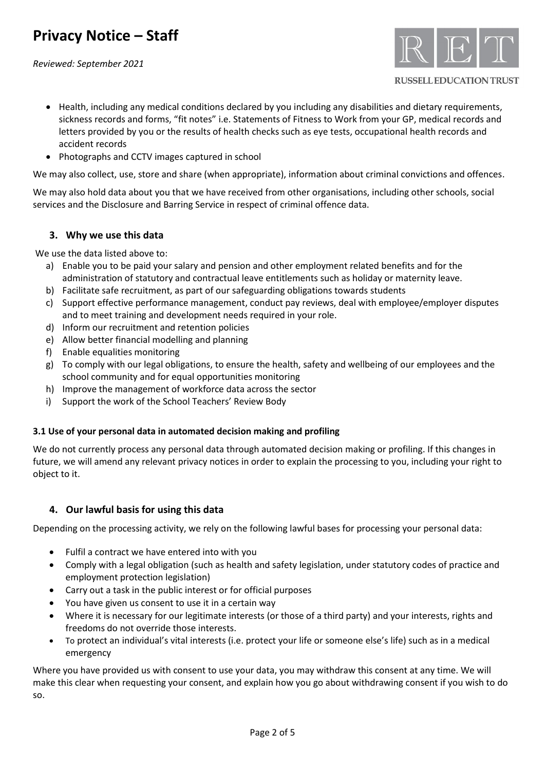- Health, including any medical conditions declared by you including any disabilities and dietary requirements, sickness records and forms, "fit notes" i.e. Statements of Fitness to Work from your GP, medical records and letters provided by you or the results of health checks such as eye tests, occupational health records and accident records
- Photographs and CCTV images captured in school

We may also collect, use, store and share (when appropriate), information about criminal convictions and offences.

We may also hold data about you that we have received from other organisations, including other schools, social services and the Disclosure and Barring Service in respect of criminal offence data.

## 3. Why we use this data

We use the data listed above to:

a) Enable you to be paid your salary and pension and other employment related benefits and for the administration of statutory and contractual leave entitlements such as holiday or maternity leave.
b) Facilitate safe recruitment, as part of our safeguarding obligations towards students
c) Support effective performance management, conduct pay reviews, deal with employee/employer disputes and to meet training and development needs required in your role.
d) Inform our recruitment and retention policies
e) Allow better financial modelling and planning
f) Enable equalities monitoring
g) To comply with our legal obligations, to ensure the health, safety and wellbeing of our employees and the school community and for equal opportunities monitoring
h) Improve the management of workforce data across the sector
i) Support the work of the School Teachers' Review Body

### 3.1 Use of your personal data in automated decision making and profiling

We do not currently process any personal data through automated decision making or profiling. If this changes in future, we will amend any relevant privacy notices in order to explain the processing to you, including your right to object to it.

## 4. Our lawful basis for using this data

Depending on the processing activity, we rely on the following lawful bases for processing your personal data:

- Fulfil a contract we have entered into with you
- Comply with a legal obligation (such as health and safety legislation, under statutory codes of practice and employment protection legislation)
- Carry out a task in the public interest or for official purposes
- You have given us consent to use it in a certain way
- Where it is necessary for our legitimate interests (or those of a third party) and your interests, rights and freedoms do not override those interests.
- To protect an individual's vital interests (i.e. protect your life or someone else's life) such as in a medical emergency

Where you have provided us with consent to use your data, you may withdraw this consent at any time. We will make this clear when requesting your consent, and explain how you go about withdrawing consent if you wish to do so.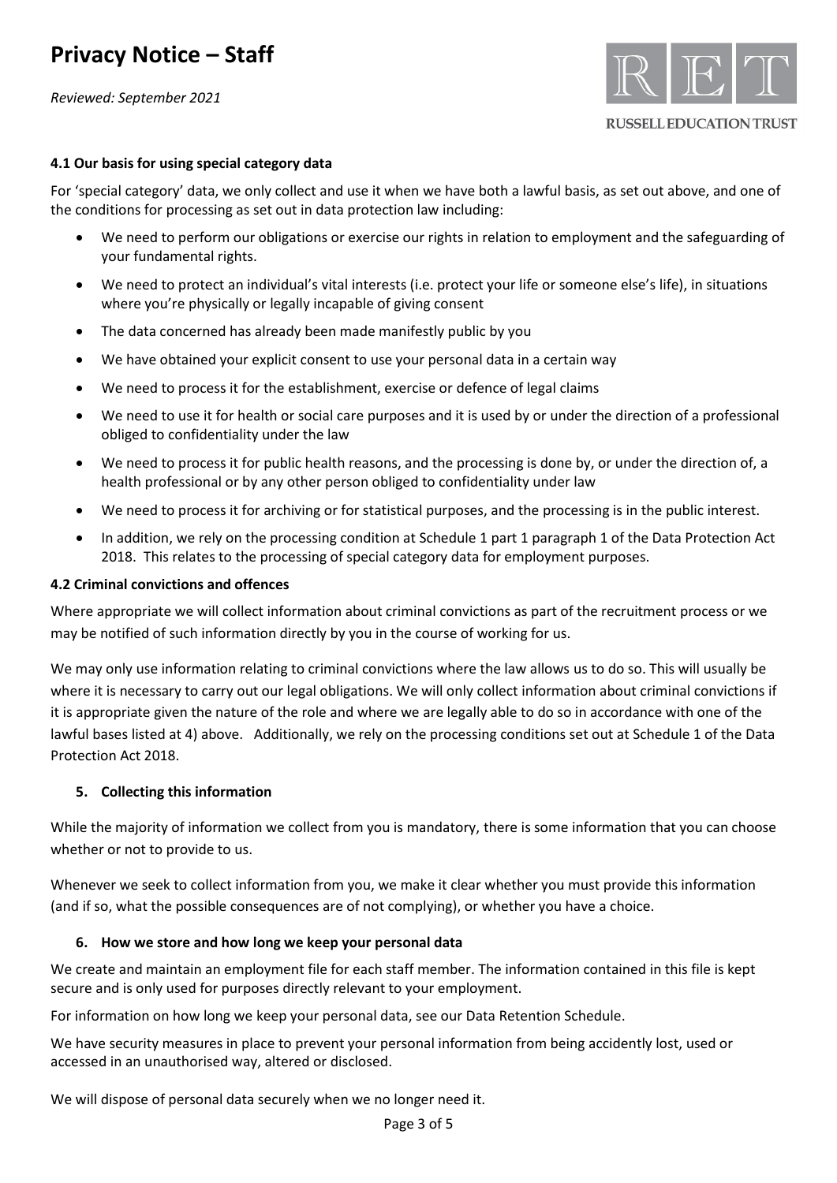### 4.1 Our basis for using special category data

For 'special category' data, we only collect and use it when we have both a lawful basis, as set out above, and one of the conditions for processing as set out in data protection law including:

- We need to perform our obligations or exercise our rights in relation to employment and the safeguarding of your fundamental rights.
- We need to protect an individual's vital interests (i.e. protect your life or someone else's life), in situations where you're physically or legally incapable of giving consent
- The data concerned has already been made manifestly public by you
- We have obtained your explicit consent to use your personal data in a certain way
- We need to process it for the establishment, exercise or defence of legal claims
- We need to use it for health or social care purposes and it is used by or under the direction of a professional obliged to confidentiality under the law
- We need to process it for public health reasons, and the processing is done by, or under the direction of, a health professional or by any other person obliged to confidentiality under law
- We need to process it for archiving or for statistical purposes, and the processing is in the public interest.
- In addition, we rely on the processing condition at Schedule 1 part 1 paragraph 1 of the Data Protection Act 2018. This relates to the processing of special category data for employment purposes.

### 4.2 Criminal convictions and offences

Where appropriate we will collect information about criminal convictions as part of the recruitment process or we may be notified of such information directly by you in the course of working for us.

We may only use information relating to criminal convictions where the law allows us to do so. This will usually be where it is necessary to carry out our legal obligations. We will only collect information about criminal convictions if it is appropriate given the nature of the role and where we are legally able to do so in accordance with one of the lawful bases listed at 4) above. Additionally, we rely on the processing conditions set out at Schedule 1 of the Data Protection Act 2018.

## 5. Collecting this information

While the majority of information we collect from you is mandatory, there is some information that you can choose whether or not to provide to us.

Whenever we seek to collect information from you, we make it clear whether you must provide this information (and if so, what the possible consequences are of not complying), or whether you have a choice.

## 6. How we store and how long we keep your personal data

We create and maintain an employment file for each staff member. The information contained in this file is kept secure and is only used for purposes directly relevant to your employment.

For information on how long we keep your personal data, see our Data Retention Schedule.

We have security measures in place to prevent your personal information from being accidently lost, used or accessed in an unauthorised way, altered or disclosed.

We will dispose of personal data securely when we no longer need it.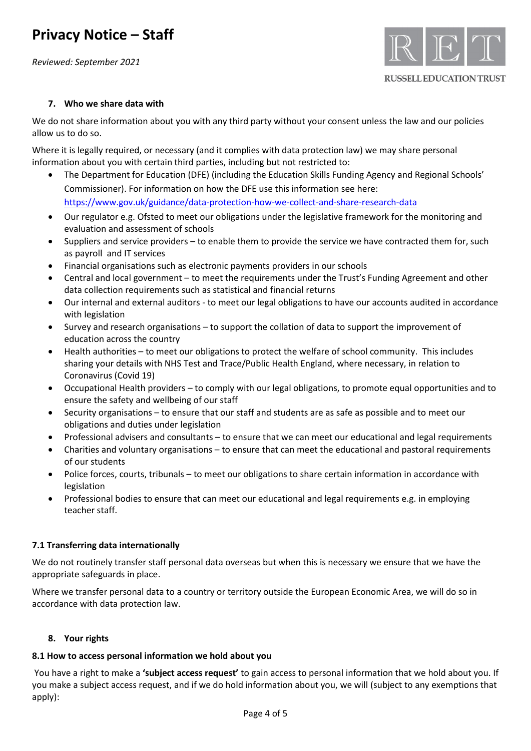## 7. Who we share data with

We do not share information about you with any third party without your consent unless the law and our policies allow us to do so.

Where it is legally required, or necessary (and it complies with data protection law) we may share personal information about you with certain third parties, including but not restricted to:

- The Department for Education (DFE) (including the Education Skills Funding Agency and Regional Schools' Commissioner). For information on how the DFE use this information see here: https://www.gov.uk/guidance/data-protection-how-we-collect-and-share-research-data
- Our regulator e.g. Ofsted to meet our obligations under the legislative framework for the monitoring and evaluation and assessment of schools
- Suppliers and service providers – to enable them to provide the service we have contracted them for, such as payroll and IT services
- Financial organisations such as electronic payments providers in our schools
- Central and local government – to meet the requirements under the Trust's Funding Agreement and other data collection requirements such as statistical and financial returns
- Our internal and external auditors - to meet our legal obligations to have our accounts audited in accordance with legislation
- Survey and research organisations – to support the collation of data to support the improvement of education across the country
- Health authorities – to meet our obligations to protect the welfare of school community. This includes sharing your details with NHS Test and Trace/Public Health England, where necessary, in relation to Coronavirus (Covid 19)
- Occupational Health providers – to comply with our legal obligations, to promote equal opportunities and to ensure the safety and wellbeing of our staff
- Security organisations – to ensure that our staff and students are as safe as possible and to meet our obligations and duties under legislation
- Professional advisers and consultants – to ensure that we can meet our educational and legal requirements
- Charities and voluntary organisations – to ensure that can meet the educational and pastoral requirements of our students
- Police forces, courts, tribunals – to meet our obligations to share certain information in accordance with legislation
- Professional bodies to ensure that can meet our educational and legal requirements e.g. in employing teacher staff.

### 7.1 Transferring data internationally

We do not routinely transfer staff personal data overseas but when this is necessary we ensure that we have the appropriate safeguards in place.

Where we transfer personal data to a country or territory outside the European Economic Area, we will do so in accordance with data protection law.

## 8. Your rights

### 8.1 How to access personal information we hold about you

You have a right to make a **'subject access request'** to gain access to personal information that we hold about you. If you make a subject access request, and if we do hold information about you, we will (subject to any exemptions that apply):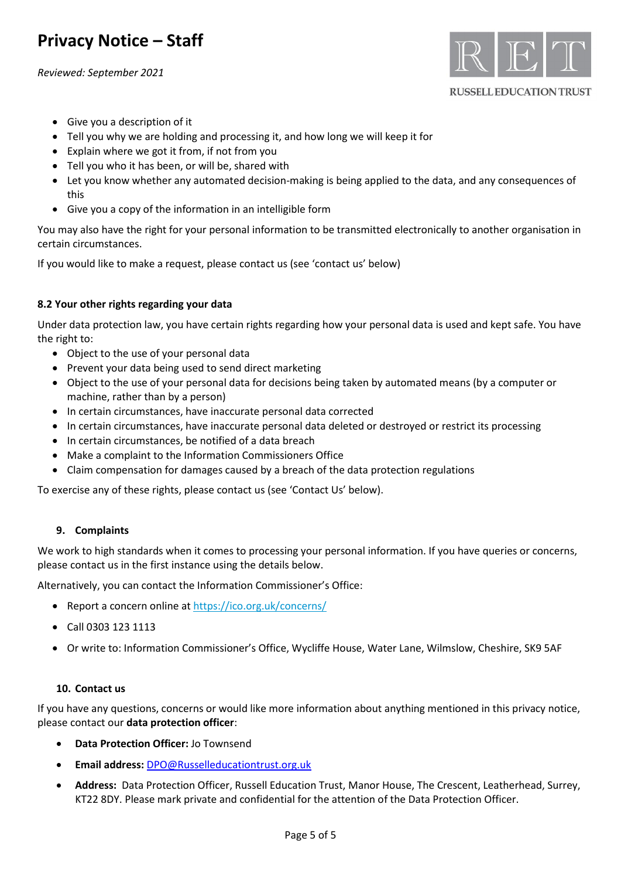- Give you a description of it
- Tell you why we are holding and processing it, and how long we will keep it for
- Explain where we got it from, if not from you
- Tell you who it has been, or will be, shared with
- Let you know whether any automated decision-making is being applied to the data, and any consequences of this
- Give you a copy of the information in an intelligible form

You may also have the right for your personal information to be transmitted electronically to another organisation in certain circumstances.

If you would like to make a request, please contact us (see 'contact us' below)

#### 8.2 Your other rights regarding your data

Under data protection law, you have certain rights regarding how your personal data is used and kept safe. You have the right to:

- Object to the use of your personal data
- Prevent your data being used to send direct marketing
- Object to the use of your personal data for decisions being taken by automated means (by a computer or machine, rather than by a person)
- In certain circumstances, have inaccurate personal data corrected
- In certain circumstances, have inaccurate personal data deleted or destroyed or restrict its processing
- In certain circumstances, be notified of a data breach
- Make a complaint to the Information Commissioners Office
- Claim compensation for damages caused by a breach of the data protection regulations

To exercise any of these rights, please contact us (see 'Contact Us' below).

### 9. Complaints

We work to high standards when it comes to processing your personal information. If you have queries or concerns, please contact us in the first instance using the details below.

Alternatively, you can contact the Information Commissioner's Office:

- Report a concern online at https://ico.org.uk/concerns/
- Call 0303 123 1113
- Or write to: Information Commissioner's Office, Wycliffe House, Water Lane, Wilmslow, Cheshire, SK9 5AF

### 10. Contact us

If you have any questions, concerns or would like more information about anything mentioned in this privacy notice, please contact our **data protection officer**:

- **Data Protection Officer:** Jo Townsend
- **Email address:** DPO@Russelleducationtrust.org.uk
- **Address:** Data Protection Officer, Russell Education Trust, Manor House, The Crescent, Leatherhead, Surrey, KT22 8DY. Please mark private and confidential for the attention of the Data Protection Officer.